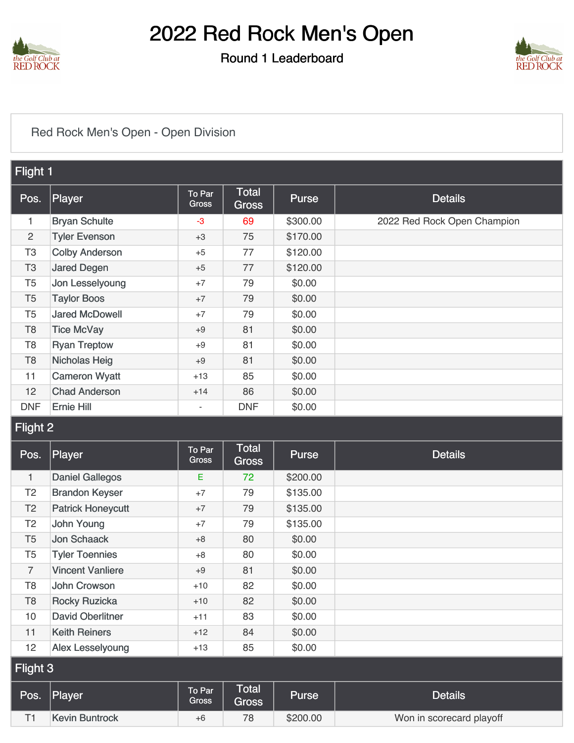# 2022 Red Rock Men's Open

Round 1 Leaderboard

Red Rock Men's Open - Open Division

## Flight 1

| Pos. | Player | To Par Gross | Total Gross | Purse | Details |
|---|---|---|---|---|---|
| 1 | Bryan Schulte | -3 | 69 | $300.00 | 2022 Red Rock Open Champion |
| 2 | Tyler Evenson | +3 | 75 | $170.00 | |
| T3 | Colby Anderson | +5 | 77 | $120.00 | |
| T3 | Jared Degen | +5 | 77 | $120.00 | |
| T5 | Jon Lesselyoung | +7 | 79 | $0.00 | |
| T5 | Taylor Boos | +7 | 79 | $0.00 | |
| T5 | Jared McDowell | +7 | 79 | $0.00 | |
| T8 | Tice McVay | +9 | 81 | $0.00 | |
| T8 | Ryan Treptow | +9 | 81 | $0.00 | |
| T8 | Nicholas Heig | +9 | 81 | $0.00 | |
| 11 | Cameron Wyatt | +13 | 85 | $0.00 | |
| 12 | Chad Anderson | +14 | 86 | $0.00 | |
| DNF | Ernie Hill | - | DNF | $0.00 | |

## Flight 2

| Pos. | Player | To Par Gross | Total Gross | Purse | Details |
|---|---|---|---|---|---|
| 1 | Daniel Gallegos | E | 72 | $200.00 | |
| T2 | Brandon Keyser | +7 | 79 | $135.00 | |
| T2 | Patrick Honeycutt | +7 | 79 | $135.00 | |
| T2 | John Young | +7 | 79 | $135.00 | |
| T5 | Jon Schaack | +8 | 80 | $0.00 | |
| T5 | Tyler Toennies | +8 | 80 | $0.00 | |
| 7 | Vincent Vanliere | +9 | 81 | $0.00 | |
| T8 | John Crowson | +10 | 82 | $0.00 | |
| T8 | Rocky Ruzicka | +10 | 82 | $0.00 | |
| 10 | David Oberlitner | +11 | 83 | $0.00 | |
| 11 | Keith Reiners | +12 | 84 | $0.00 | |
| 12 | Alex Lesselyoung | +13 | 85 | $0.00 | |

## Flight 3

| Pos. | Player | To Par Gross | Total Gross | Purse | Details |
|---|---|---|---|---|---|
| T1 | Kevin Buntrock | +6 | 78 | $200.00 | Won in scorecard playoff |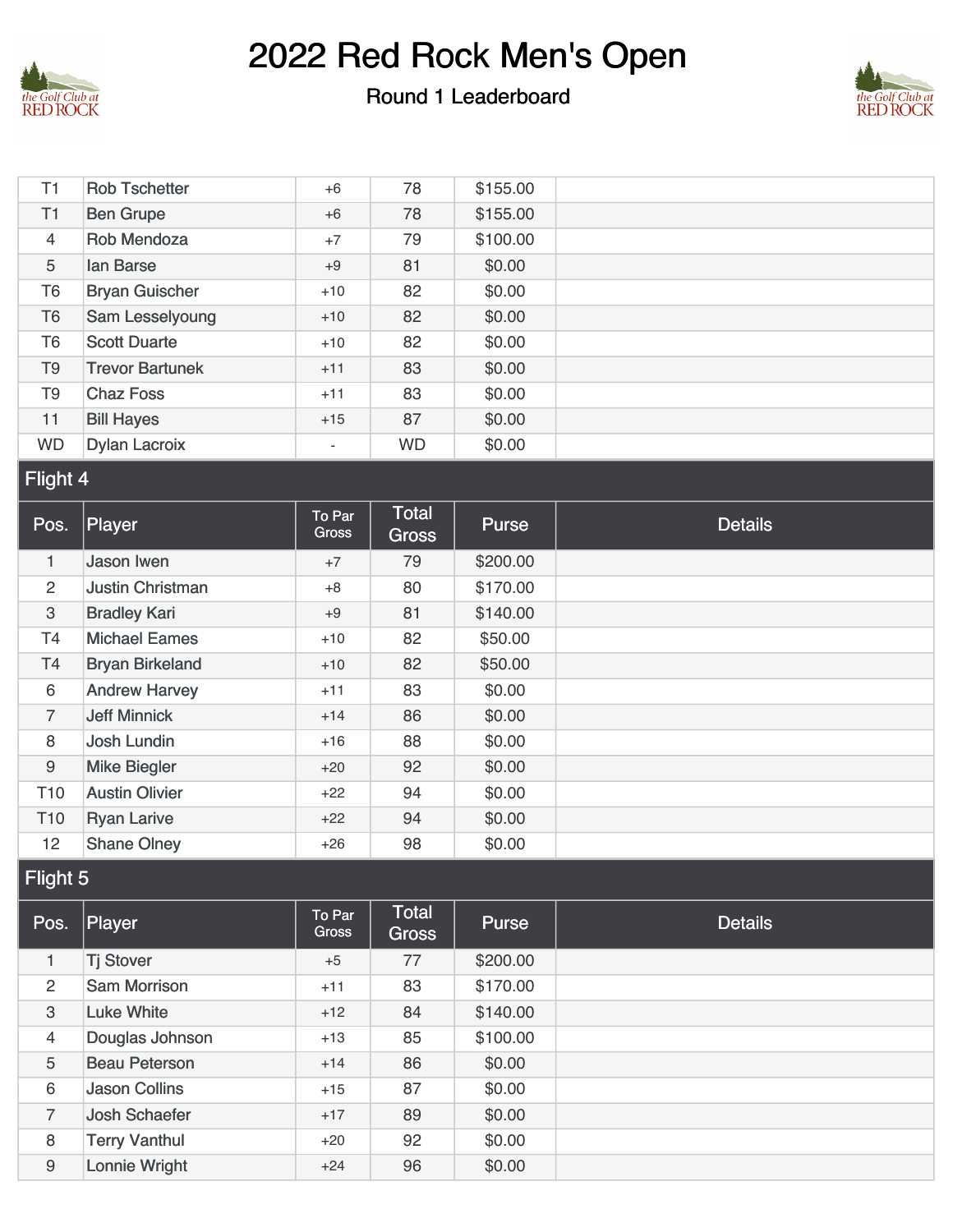# 2022 Red Rock Men's Open

## Round 1 Leaderboard

| Pos. | Player | To Par Gross | Total Gross | Purse | Details |
|---|---|---|---|---|---|
| T1 | Rob Tschetter | +6 | 78 | $155.00 | |
| T1 | Ben Grupe | +6 | 78 | $155.00 | |
| 4 | Rob Mendoza | +7 | 79 | $100.00 | |
| 5 | Ian Barse | +9 | 81 | $0.00 | |
| T6 | Bryan Guischer | +10 | 82 | $0.00 | |
| T6 | Sam Lesselyoung | +10 | 82 | $0.00 | |
| T6 | Scott Duarte | +10 | 82 | $0.00 | |
| T9 | Trevor Bartunek | +11 | 83 | $0.00 | |
| T9 | Chaz Foss | +11 | 83 | $0.00 | |
| 11 | Bill Hayes | +15 | 87 | $0.00 | |
| WD | Dylan Lacroix | - | WD | $0.00 | |

### Flight 4

| Pos. | Player | To Par Gross | Total Gross | Purse | Details |
|---|---|---|---|---|---|
| 1 | Jason Iwen | +7 | 79 | $200.00 | |
| 2 | Justin Christman | +8 | 80 | $170.00 | |
| 3 | Bradley Kari | +9 | 81 | $140.00 | |
| T4 | Michael Eames | +10 | 82 | $50.00 | |
| T4 | Bryan Birkeland | +10 | 82 | $50.00 | |
| 6 | Andrew Harvey | +11 | 83 | $0.00 | |
| 7 | Jeff Minnick | +14 | 86 | $0.00 | |
| 8 | Josh Lundin | +16 | 88 | $0.00 | |
| 9 | Mike Biegler | +20 | 92 | $0.00 | |
| T10 | Austin Olivier | +22 | 94 | $0.00 | |
| T10 | Ryan Larive | +22 | 94 | $0.00 | |
| 12 | Shane Olney | +26 | 98 | $0.00 | |

### Flight 5

| Pos. | Player | To Par Gross | Total Gross | Purse | Details |
|---|---|---|---|---|---|
| 1 | Tj Stover | +5 | 77 | $200.00 | |
| 2 | Sam Morrison | +11 | 83 | $170.00 | |
| 3 | Luke White | +12 | 84 | $140.00 | |
| 4 | Douglas Johnson | +13 | 85 | $100.00 | |
| 5 | Beau Peterson | +14 | 86 | $0.00 | |
| 6 | Jason Collins | +15 | 87 | $0.00 | |
| 7 | Josh Schaefer | +17 | 89 | $0.00 | |
| 8 | Terry Vanthul | +20 | 92 | $0.00 | |
| 9 | Lonnie Wright | +24 | 96 | $0.00 | |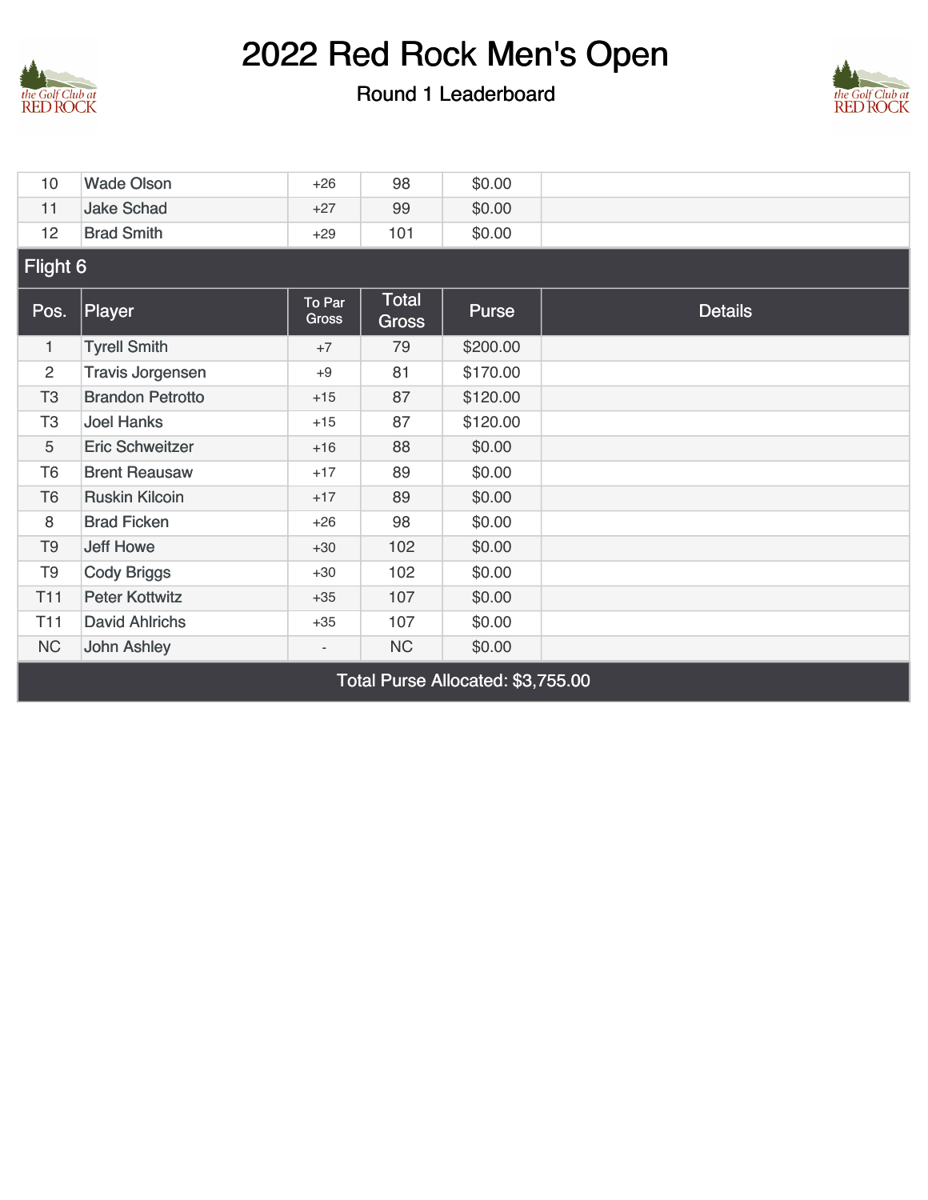# 2022 Red Rock Men's Open

## Round 1 Leaderboard

| Pos. | Player | To Par Gross | Total Gross | Purse | Details |
|---|---|---|---|---|---|
| 10 | Wade Olson | +26 | 98 | $0.00 | |
| 11 | Jake Schad | +27 | 99 | $0.00 | |
| 12 | Brad Smith | +29 | 101 | $0.00 | |

### Flight 6

| Pos. | Player | To Par Gross | Total Gross | Purse | Details |
|---|---|---|---|---|---|
| 1 | Tyrell Smith | +7 | 79 | $200.00 | |
| 2 | Travis Jorgensen | +9 | 81 | $170.00 | |
| T3 | Brandon Petrotto | +15 | 87 | $120.00 | |
| T3 | Joel Hanks | +15 | 87 | $120.00 | |
| 5 | Eric Schweitzer | +16 | 88 | $0.00 | |
| T6 | Brent Reausaw | +17 | 89 | $0.00 | |
| T6 | Ruskin Kilcoin | +17 | 89 | $0.00 | |
| 8 | Brad Ficken | +26 | 98 | $0.00 | |
| T9 | Jeff Howe | +30 | 102 | $0.00 | |
| T9 | Cody Briggs | +30 | 102 | $0.00 | |
| T11 | Peter Kottwitz | +35 | 107 | $0.00 | |
| T11 | David Ahlrichs | +35 | 107 | $0.00 | |
| NC | John Ashley | - | NC | $0.00 | |

**Total Purse Allocated: $3,755.00**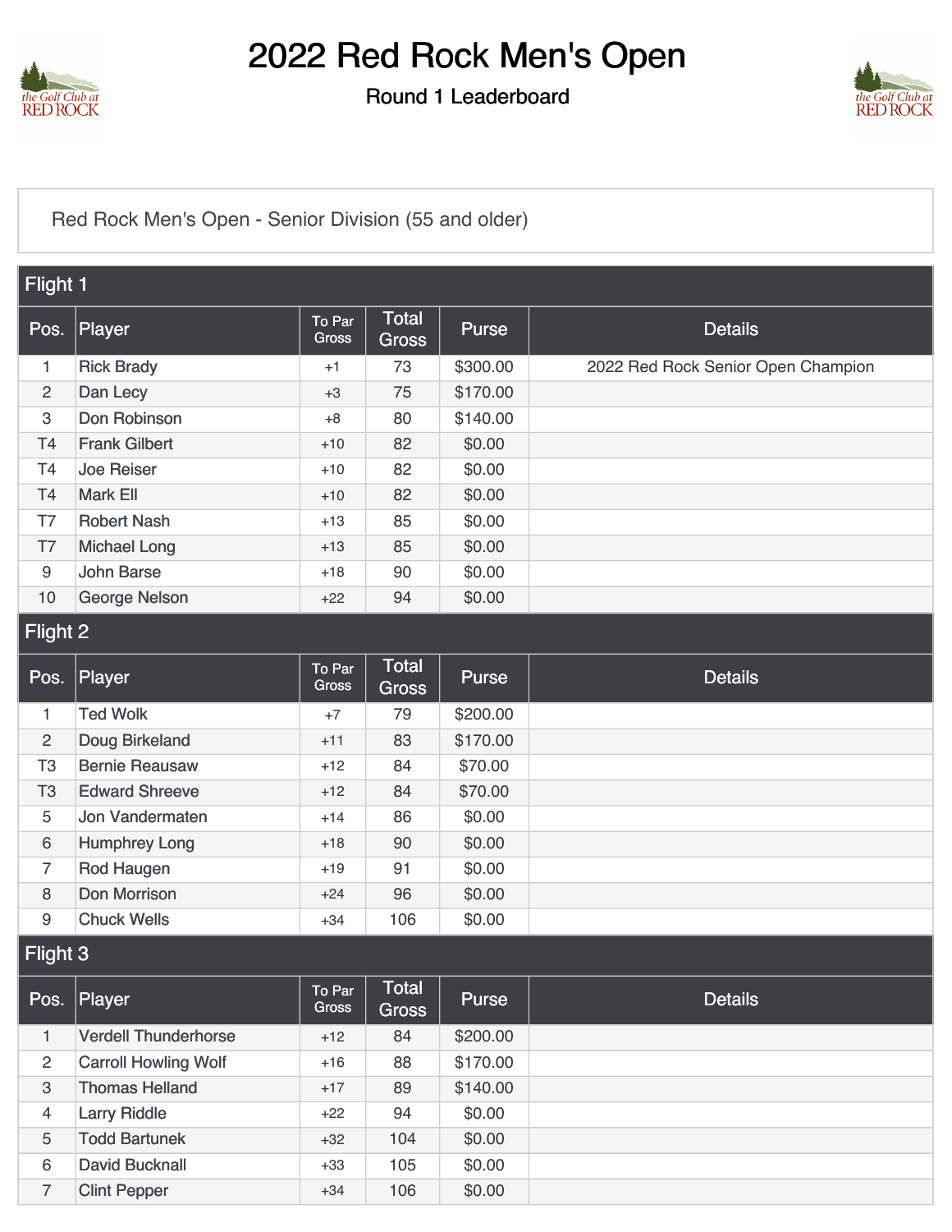# 2022 Red Rock Men's Open

## Round 1 Leaderboard

Red Rock Men's Open - Senior Division (55 and older)

### Flight 1

| Pos. | Player | To Par Gross | Total Gross | Purse | Details |
|---|---|---|---|---|---|
| 1 | Rick Brady | +1 | 73 | $300.00 | 2022 Red Rock Senior Open Champion |
| 2 | Dan Lecy | +3 | 75 | $170.00 | |
| 3 | Don Robinson | +8 | 80 | $140.00 | |
| T4 | Frank Gilbert | +10 | 82 | $0.00 | |
| T4 | Joe Reiser | +10 | 82 | $0.00 | |
| T4 | Mark Ell | +10 | 82 | $0.00 | |
| T7 | Robert Nash | +13 | 85 | $0.00 | |
| T7 | Michael Long | +13 | 85 | $0.00 | |
| 9 | John Barse | +18 | 90 | $0.00 | |
| 10 | George Nelson | +22 | 94 | $0.00 | |

### Flight 2

| Pos. | Player | To Par Gross | Total Gross | Purse | Details |
|---|---|---|---|---|---|
| 1 | Ted Wolk | +7 | 79 | $200.00 | |
| 2 | Doug Birkeland | +11 | 83 | $170.00 | |
| T3 | Bernie Reausaw | +12 | 84 | $70.00 | |
| T3 | Edward Shreeve | +12 | 84 | $70.00 | |
| 5 | Jon Vandermaten | +14 | 86 | $0.00 | |
| 6 | Humphrey Long | +18 | 90 | $0.00 | |
| 7 | Rod Haugen | +19 | 91 | $0.00 | |
| 8 | Don Morrison | +24 | 96 | $0.00 | |
| 9 | Chuck Wells | +34 | 106 | $0.00 | |

### Flight 3

| Pos. | Player | To Par Gross | Total Gross | Purse | Details |
|---|---|---|---|---|---|
| 1 | Verdell Thunderhorse | +12 | 84 | $200.00 | |
| 2 | Carroll Howling Wolf | +16 | 88 | $170.00 | |
| 3 | Thomas Helland | +17 | 89 | $140.00 | |
| 4 | Larry Riddle | +22 | 94 | $0.00 | |
| 5 | Todd Bartunek | +32 | 104 | $0.00 | |
| 6 | David Bucknall | +33 | 105 | $0.00 | |
| 7 | Clint Pepper | +34 | 106 | $0.00 | |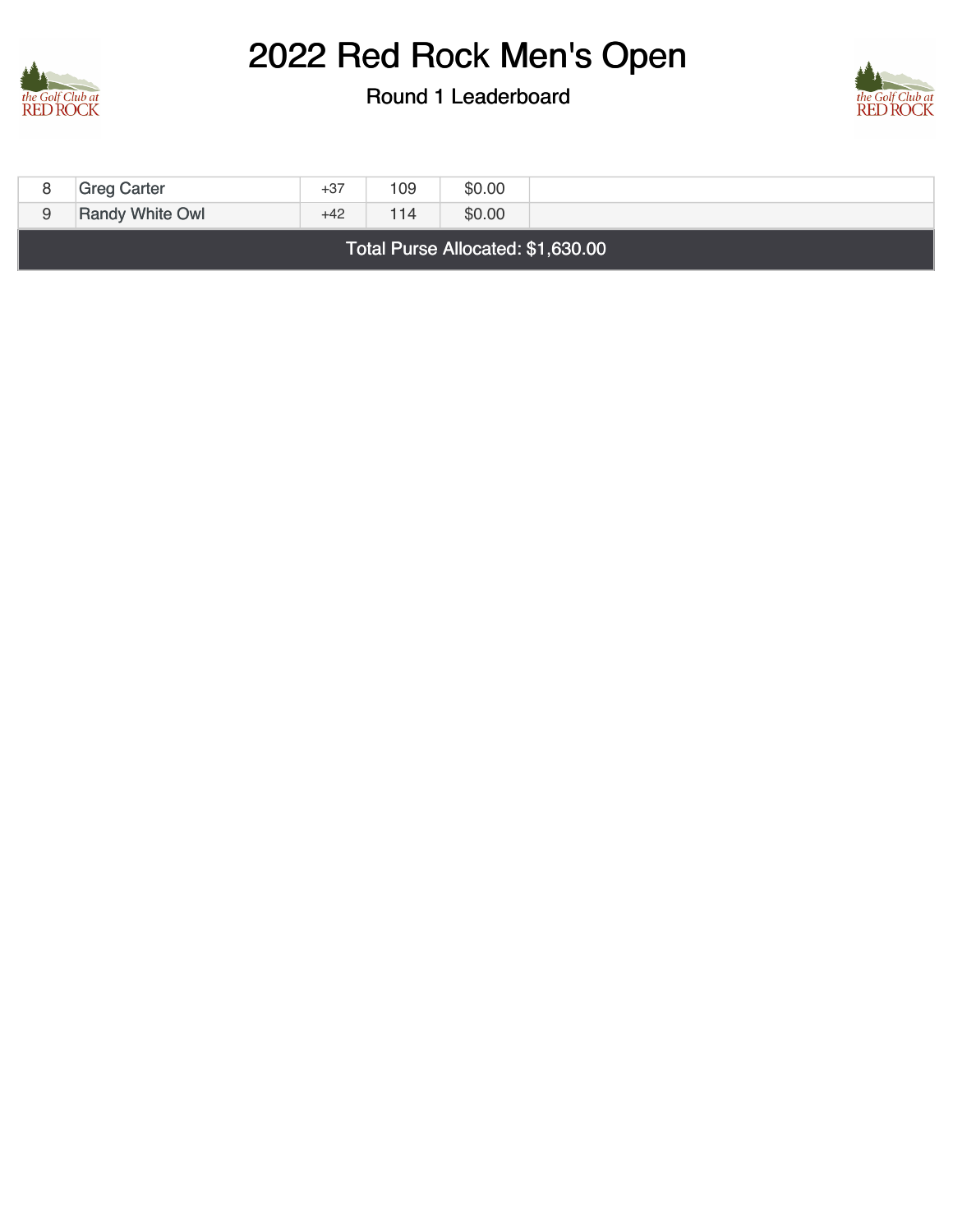# 2022 Red Rock Men's Open

## Round 1 Leaderboard

| | | | | | |
|---|---|---|---|---|---|
| 8 | Greg Carter | +37 | 109 | $0.00 | |
| 9 | Randy White Owl | +42 | 114 | $0.00 | |
| Total Purse Allocated: $1,630.00 | | | | | |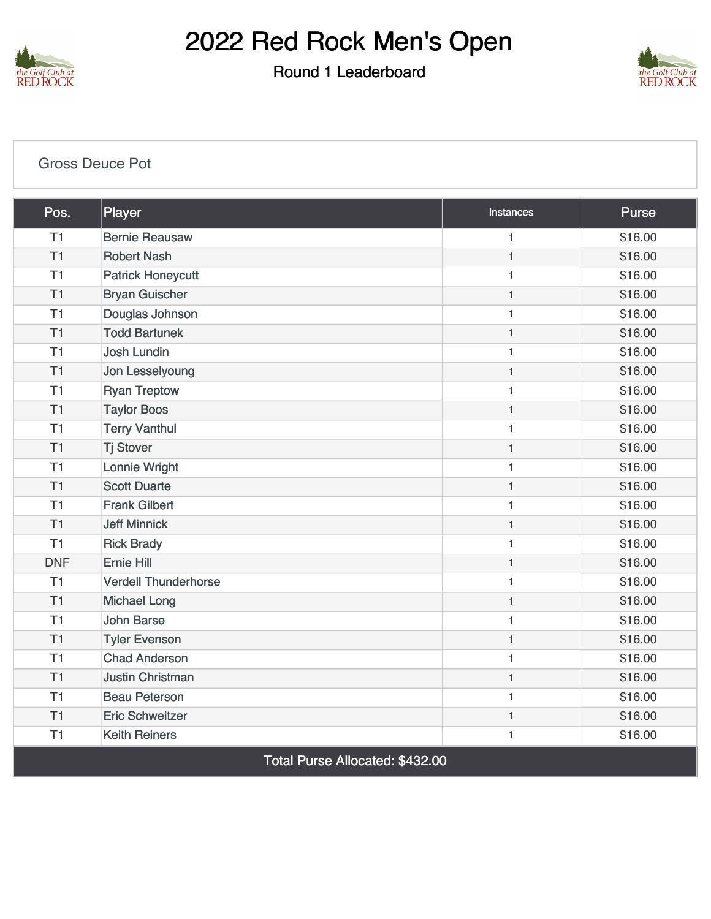# 2022 Red Rock Men's Open

## Round 1 Leaderboard

### Gross Deuce Pot

| Pos. | Player | Instances | Purse |
|---|---|---|---|
| T1 | Bernie Reausaw | 1 | $16.00 |
| T1 | Robert Nash | 1 | $16.00 |
| T1 | Patrick Honeycutt | 1 | $16.00 |
| T1 | Bryan Guischer | 1 | $16.00 |
| T1 | Douglas Johnson | 1 | $16.00 |
| T1 | Todd Bartunek | 1 | $16.00 |
| T1 | Josh Lundin | 1 | $16.00 |
| T1 | Jon Lesselyoung | 1 | $16.00 |
| T1 | Ryan Treptow | 1 | $16.00 |
| T1 | Taylor Boos | 1 | $16.00 |
| T1 | Terry Vanthul | 1 | $16.00 |
| T1 | Tj Stover | 1 | $16.00 |
| T1 | Lonnie Wright | 1 | $16.00 |
| T1 | Scott Duarte | 1 | $16.00 |
| T1 | Frank Gilbert | 1 | $16.00 |
| T1 | Jeff Minnick | 1 | $16.00 |
| T1 | Rick Brady | 1 | $16.00 |
| DNF | Ernie Hill | 1 | $16.00 |
| T1 | Verdell Thunderhorse | 1 | $16.00 |
| T1 | Michael Long | 1 | $16.00 |
| T1 | John Barse | 1 | $16.00 |
| T1 | Tyler Evenson | 1 | $16.00 |
| T1 | Chad Anderson | 1 | $16.00 |
| T1 | Justin Christman | 1 | $16.00 |
| T1 | Beau Peterson | 1 | $16.00 |
| T1 | Eric Schweitzer | 1 | $16.00 |
| T1 | Keith Reiners | 1 | $16.00 |
| Total Purse Allocated: $432.00 | | | |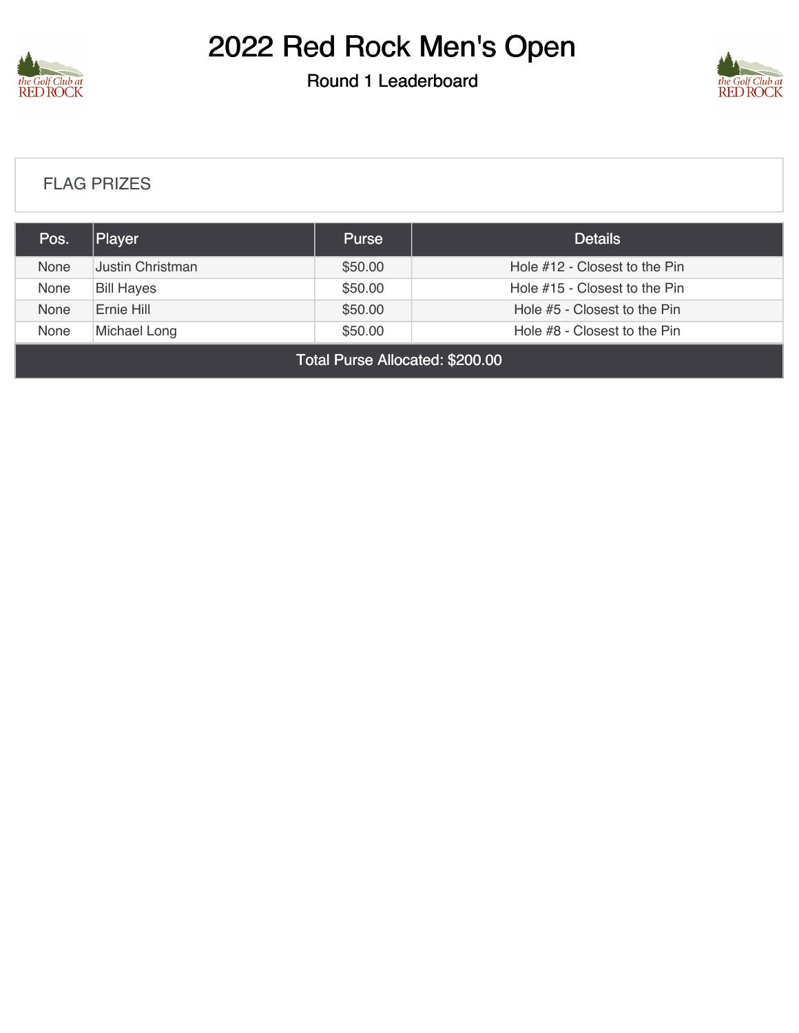# 2022 Red Rock Men's Open

## Round 1 Leaderboard

### FLAG PRIZES

| Pos. | Player | Purse | Details |
|---|---|---|---|
| None | Justin Christman | $50.00 | Hole #12 - Closest to the Pin |
| None | Bill Hayes | $50.00 | Hole #15 - Closest to the Pin |
| None | Ernie Hill | $50.00 | Hole #5 - Closest to the Pin |
| None | Michael Long | $50.00 | Hole #8 - Closest to the Pin |

Total Purse Allocated: $200.00